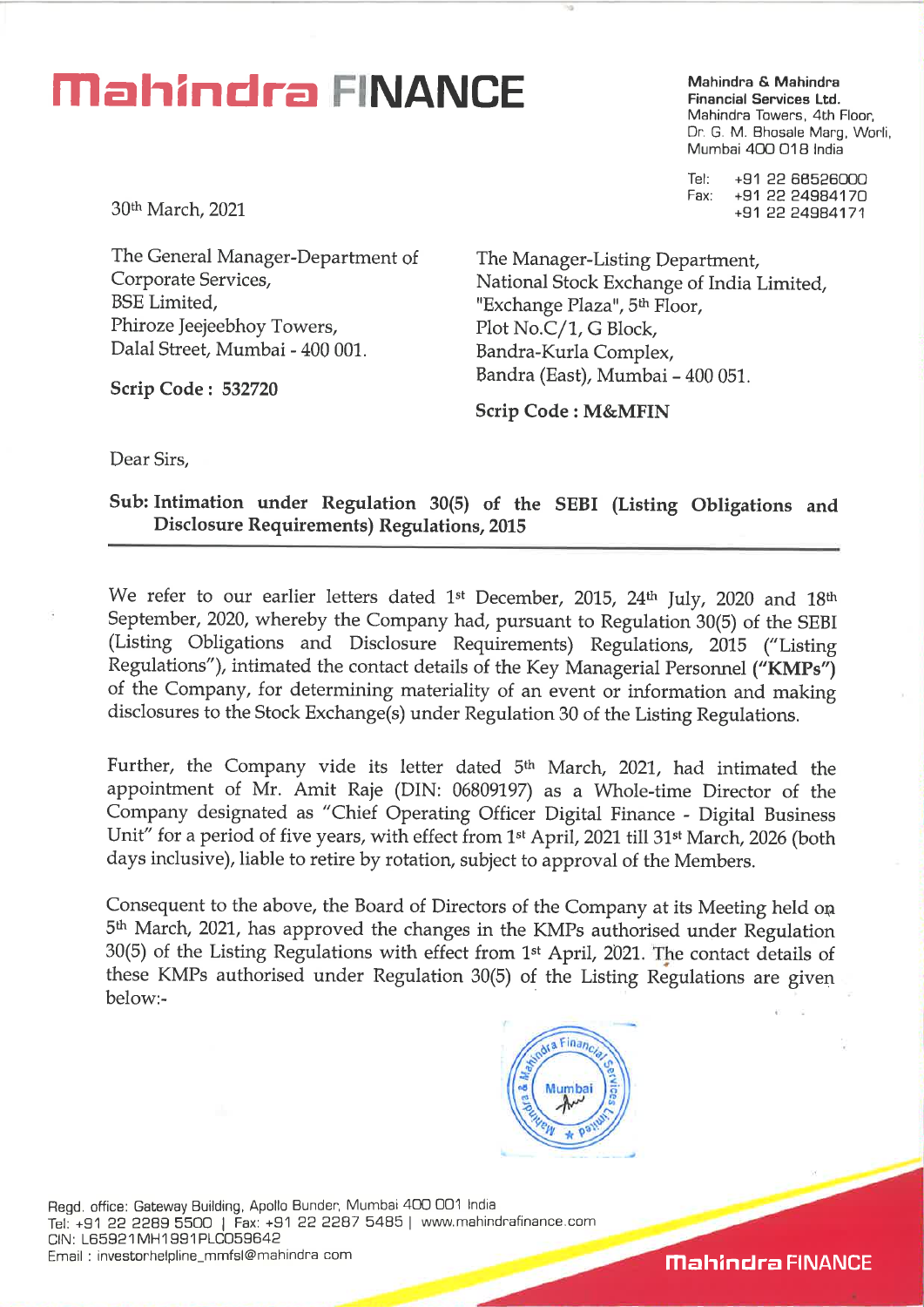# Mahindra FINANCE

**Mahindra & Mahindra Financial Services Ltd.**
Mahindra Towers, 4th Floor,
Dr. G. M. Bhosale Marg, Worli,
Mumbai 400 018 India

Tel: +91 22 66526000
Fax: +91 22 24984170
+91 22 24984171

30th March, 2021

The General Manager-Department of Corporate Services,
BSE Limited,
Phiroze Jeejeebhoy Towers,
Dalal Street, Mumbai - 400 001.

**Scrip Code : 532720**

The Manager-Listing Department,
National Stock Exchange of India Limited,
"Exchange Plaza", 5th Floor,
Plot No.C/1, G Block,
Bandra-Kurla Complex,
Bandra (East), Mumbai – 400 051.

**Scrip Code : M&MFIN**

Dear Sirs,

**Sub: Intimation under Regulation 30(5) of the SEBI (Listing Obligations and Disclosure Requirements) Regulations, 2015**

We refer to our earlier letters dated 1st December, 2015, 24th July, 2020 and 18th September, 2020, whereby the Company had, pursuant to Regulation 30(5) of the SEBI (Listing Obligations and Disclosure Requirements) Regulations, 2015 ("Listing Regulations"), intimated the contact details of the Key Managerial Personnel **("KMPs")** of the Company, for determining materiality of an event or information and making disclosures to the Stock Exchange(s) under Regulation 30 of the Listing Regulations.

Further, the Company vide its letter dated 5th March, 2021, had intimated the appointment of Mr. Amit Raje (DIN: 06809197) as a Whole-time Director of the Company designated as "Chief Operating Officer Digital Finance - Digital Business Unit" for a period of five years, with effect from 1st April, 2021 till 31st March, 2026 (both days inclusive), liable to retire by rotation, subject to approval of the Members.

Consequent to the above, the Board of Directors of the Company at its Meeting held on 5th March, 2021, has approved the changes in the KMPs authorised under Regulation 30(5) of the Listing Regulations with effect from 1st April, 2021. The contact details of these KMPs authorised under Regulation 30(5) of the Listing Regulations are given below:-

Regd. office: Gateway Building, Apollo Bunder, Mumbai 400 001 India
Tel: +91 22 2289 5500 | Fax: +91 22 2287 5485 | www.mahindrafinance.com
CIN: L65921MH1991PLC059642
Email : investorhelpline_mmfsl@mahindra.com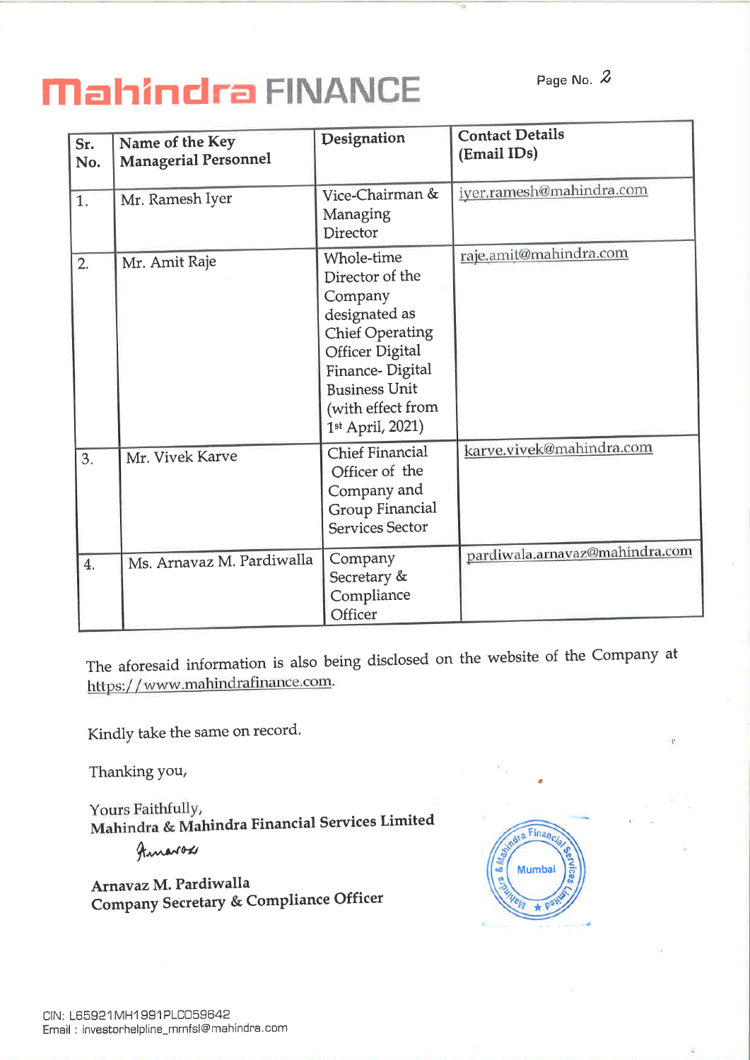# Mahindra FINANCE

| Sr. No. | Name of the Key Managerial Personnel | Designation | Contact Details (Email IDs) |
|---|---|---|---|
| 1. | Mr. Ramesh Iyer | Vice-Chairman & Managing Director | iyer.ramesh@mahindra.com |
| 2. | Mr. Amit Raje | Whole-time Director of the Company designated as Chief Operating Officer Digital Finance- Digital Business Unit (with effect from 1st April, 2021) | raje.amit@mahindra.com |
| 3. | Mr. Vivek Karve | Chief Financial Officer of the Company and Group Financial Services Sector | karve.vivek@mahindra.com |
| 4. | Ms. Arnavaz M. Pardiwalla | Company Secretary & Compliance Officer | pardiwala.arnavaz@mahindra.com |

The aforesaid information is also being disclosed on the website of the Company at https://www.mahindrafinance.com.

Kindly take the same on record.

Thanking you,

Yours Faithfully,
**Mahindra & Mahindra Financial Services Limited**

**Arnavaz M. Pardiwalla**
**Company Secretary & Compliance Officer**

CIN: L65921MH1991PLC059642
Email : investorhelpline_mmfsl@mahindra.com